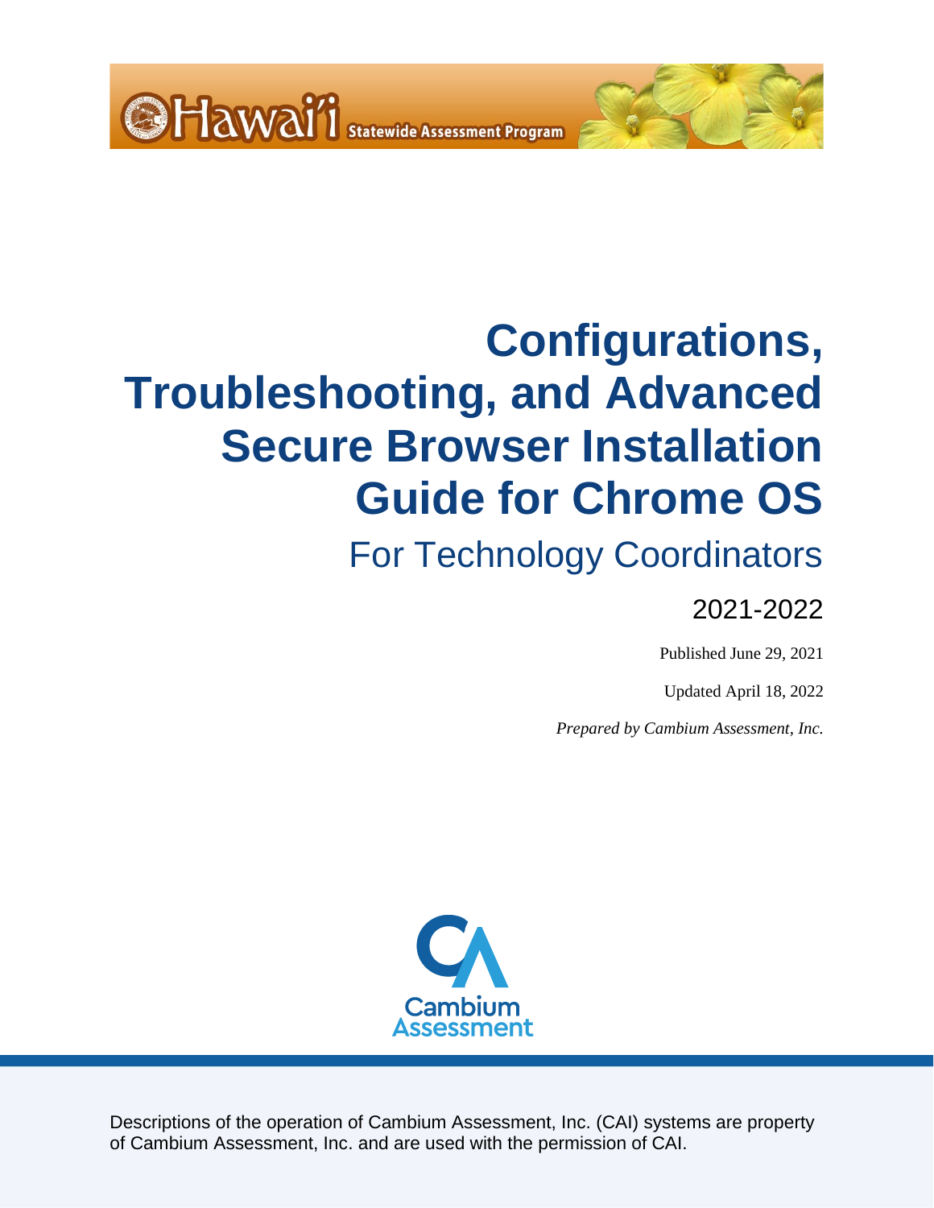Hawai'i Statewide Assessment Program

# Configurations, Troubleshooting, and Advanced Secure Browser Installation Guide for Chrome OS

## For Technology Coordinators

2021-2022

Published June 29, 2021

Updated April 18, 2022

*Prepared by Cambium Assessment, Inc.*

Cambium Assessment

Descriptions of the operation of Cambium Assessment, Inc. (CAI) systems are property of Cambium Assessment, Inc. and are used with the permission of CAI.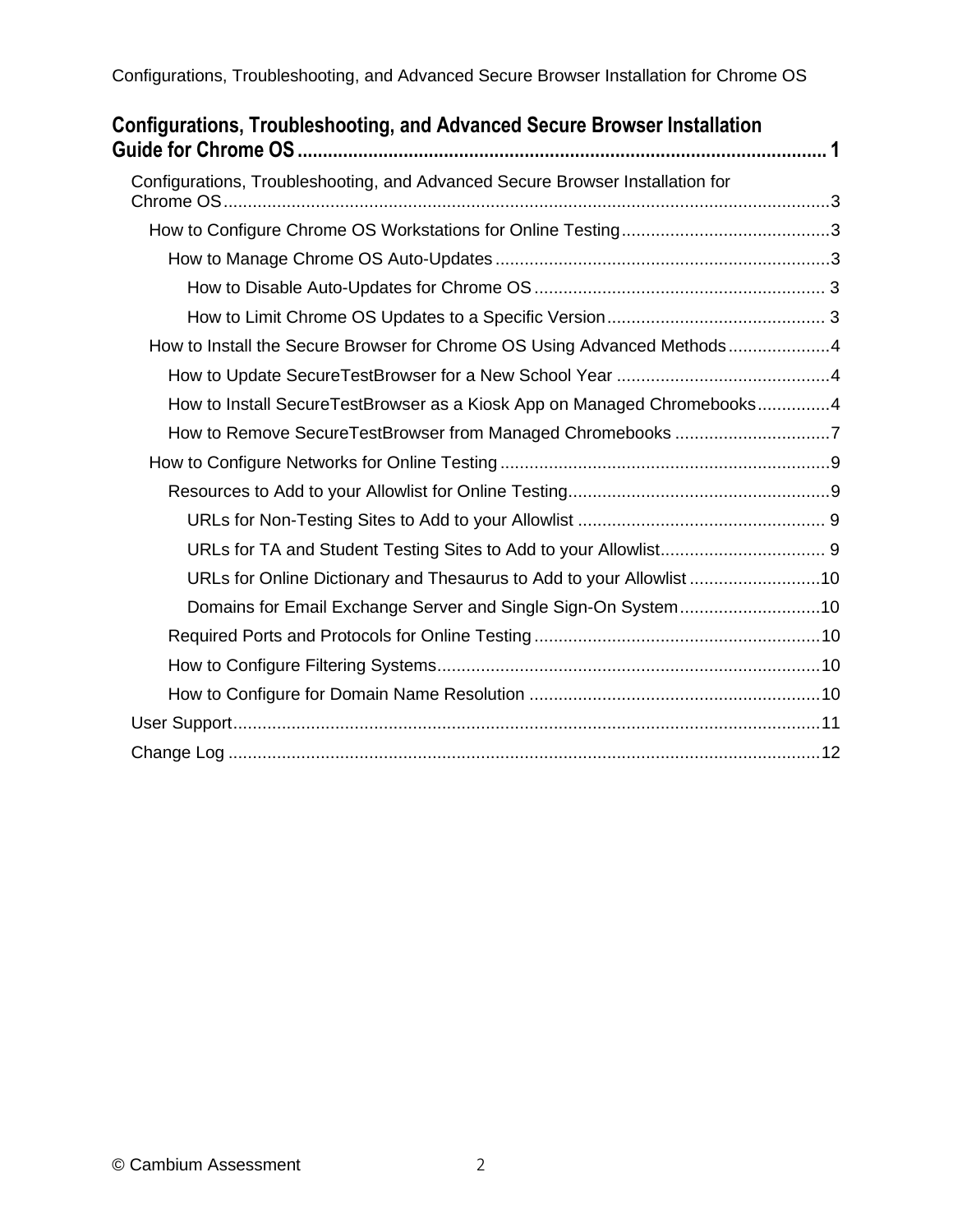**Configurations, Troubleshooting, and Advanced Secure Browser Installation Guide for Chrome OS** ........................................................................................................ 1

- Configurations, Troubleshooting, and Advanced Secure Browser Installation for Chrome OS ........................................................................................................ 3
  - How to Configure Chrome OS Workstations for Online Testing ........................................ 3
    - How to Manage Chrome OS Auto-Updates ........................................................................ 3
      - How to Disable Auto-Updates for Chrome OS ........................................................ 3
      - How to Limit Chrome OS Updates to a Specific Version ........................................ 3
  - How to Install the Secure Browser for Chrome OS Using Advanced Methods .................... 4
    - How to Update SecureTestBrowser for a New School Year ........................................ 4
    - How to Install SecureTestBrowser as a Kiosk App on Managed Chromebooks ............... 4
    - How to Remove SecureTestBrowser from Managed Chromebooks ................................ 7
  - How to Configure Networks for Online Testing ........................................................................ 9
    - Resources to Add to your Allowlist for Online Testing ........................................................ 9
      - URLs for Non-Testing Sites to Add to your Allowlist ........................................................ 9
      - URLs for TA and Student Testing Sites to Add to your Allowlist ........................................ 9
      - URLs for Online Dictionary and Thesaurus to Add to your Allowlist ........................ 10
      - Domains for Email Exchange Server and Single Sign-On System ........................ 10
    - Required Ports and Protocols for Online Testing ........................................................ 10
    - How to Configure Filtering Systems ........................................................................ 10
    - How to Configure for Domain Name Resolution ........................................................ 10
- User Support ........................................................................................................ 11
- Change Log ........................................................................................................ 12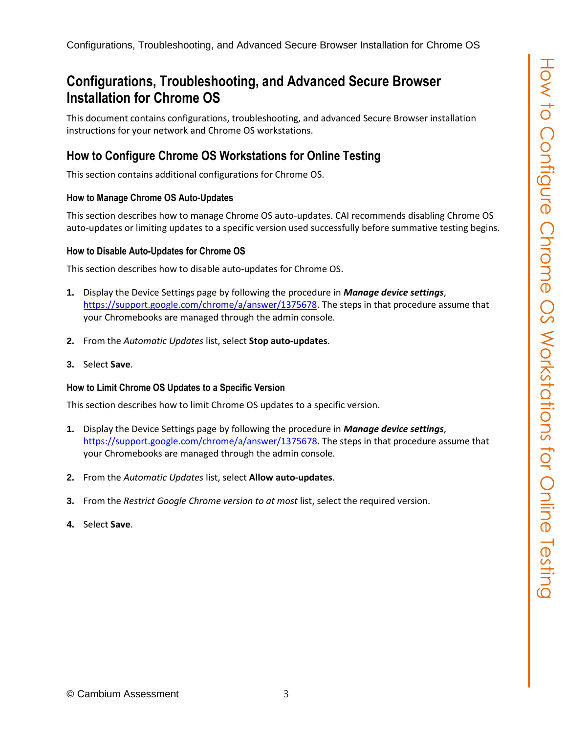# Configurations, Troubleshooting, and Advanced Secure Browser Installation for Chrome OS

This document contains configurations, troubleshooting, and advanced Secure Browser installation instructions for your network and Chrome OS workstations.

## How to Configure Chrome OS Workstations for Online Testing

This section contains additional configurations for Chrome OS.

### How to Manage Chrome OS Auto-Updates

This section describes how to manage Chrome OS auto-updates. CAI recommends disabling Chrome OS auto-updates or limiting updates to a specific version used successfully before summative testing begins.

### How to Disable Auto-Updates for Chrome OS

This section describes how to disable auto-updates for Chrome OS.

1. Display the Device Settings page by following the procedure in ***Manage device settings***, https://support.google.com/chrome/a/answer/1375678. The steps in that procedure assume that your Chromebooks are managed through the admin console.
2. From the *Automatic Updates* list, select **Stop auto-updates**.
3. Select **Save**.

### How to Limit Chrome OS Updates to a Specific Version

This section describes how to limit Chrome OS updates to a specific version.

1. Display the Device Settings page by following the procedure in ***Manage device settings***, https://support.google.com/chrome/a/answer/1375678. The steps in that procedure assume that your Chromebooks are managed through the admin console.
2. From the *Automatic Updates* list, select **Allow auto-updates**.
3. From the *Restrict Google Chrome version to at most* list, select the required version.
4. Select **Save**.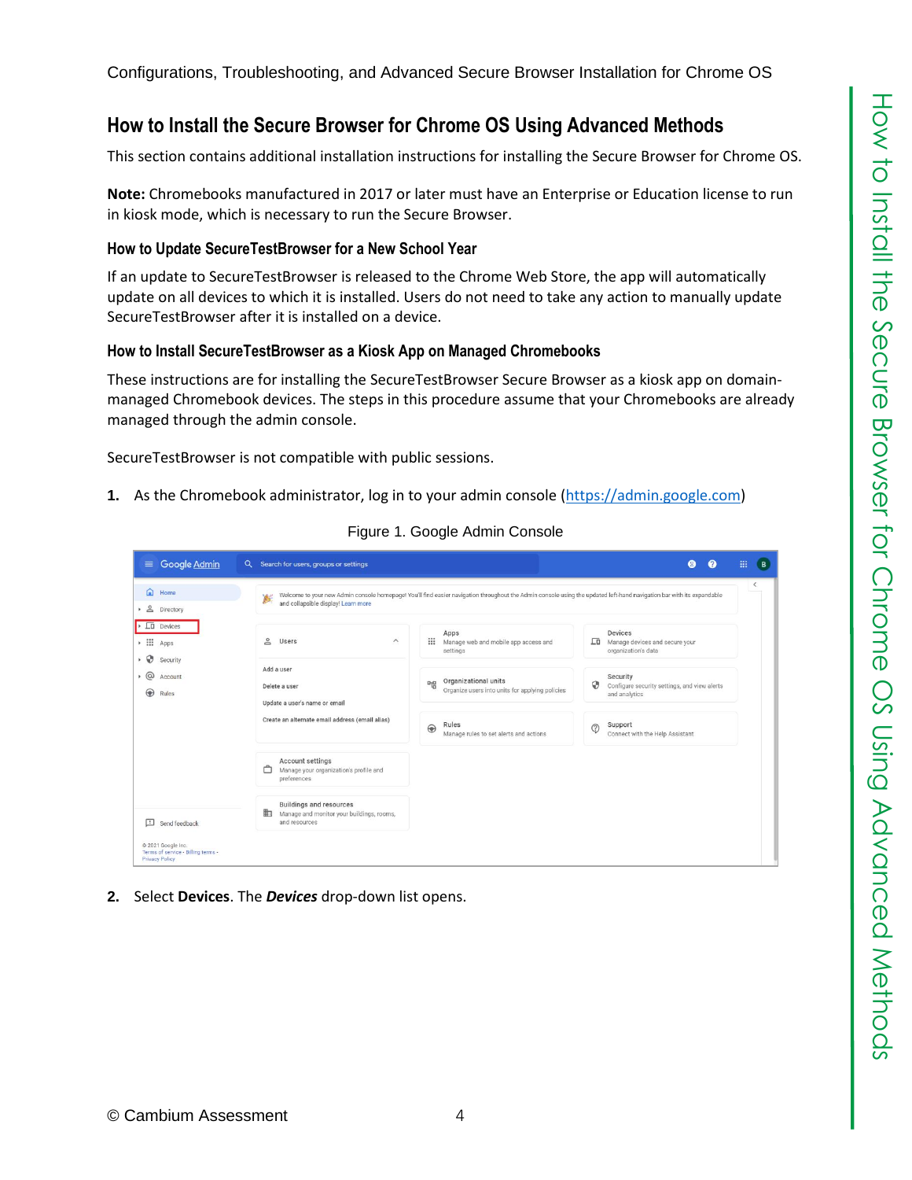## How to Install the Secure Browser for Chrome OS Using Advanced Methods

This section contains additional installation instructions for installing the Secure Browser for Chrome OS.

**Note:** Chromebooks manufactured in 2017 or later must have an Enterprise or Education license to run in kiosk mode, which is necessary to run the Secure Browser.

### How to Update SecureTestBrowser for a New School Year

If an update to SecureTestBrowser is released to the Chrome Web Store, the app will automatically update on all devices to which it is installed. Users do not need to take any action to manually update SecureTestBrowser after it is installed on a device.

### How to Install SecureTestBrowser as a Kiosk App on Managed Chromebooks

These instructions are for installing the SecureTestBrowser Secure Browser as a kiosk app on domain-managed Chromebook devices. The steps in this procedure assume that your Chromebooks are already managed through the admin console.

SecureTestBrowser is not compatible with public sessions.

1. As the Chromebook administrator, log in to your admin console (https://admin.google.com)

Figure 1. Google Admin Console

2. Select **Devices**. The ***Devices*** drop-down list opens.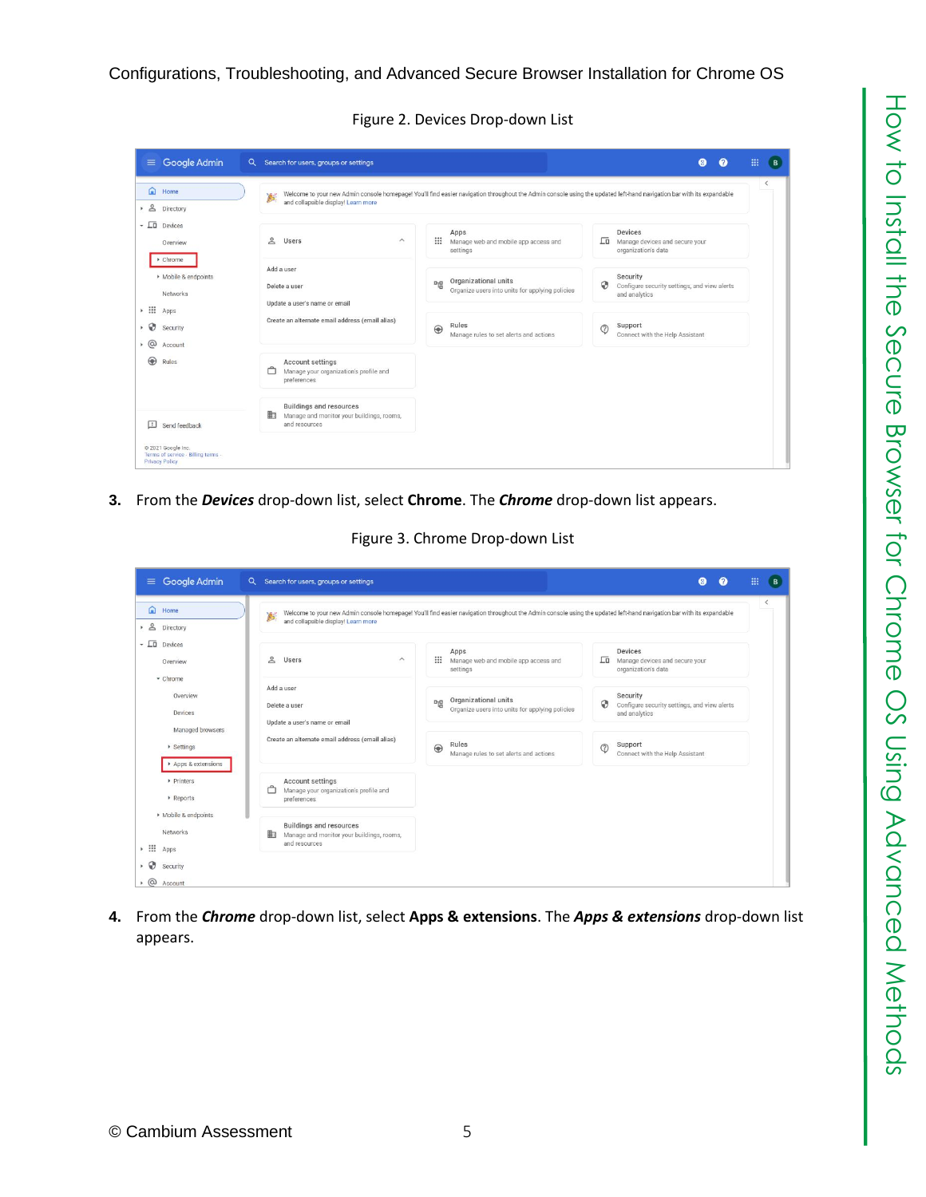Figure 2. Devices Drop-down List

3. From the ***Devices*** drop-down list, select **Chrome**. The ***Chrome*** drop-down list appears.

Figure 3. Chrome Drop-down List

4. From the ***Chrome*** drop-down list, select **Apps & extensions**. The ***Apps & extensions*** drop-down list appears.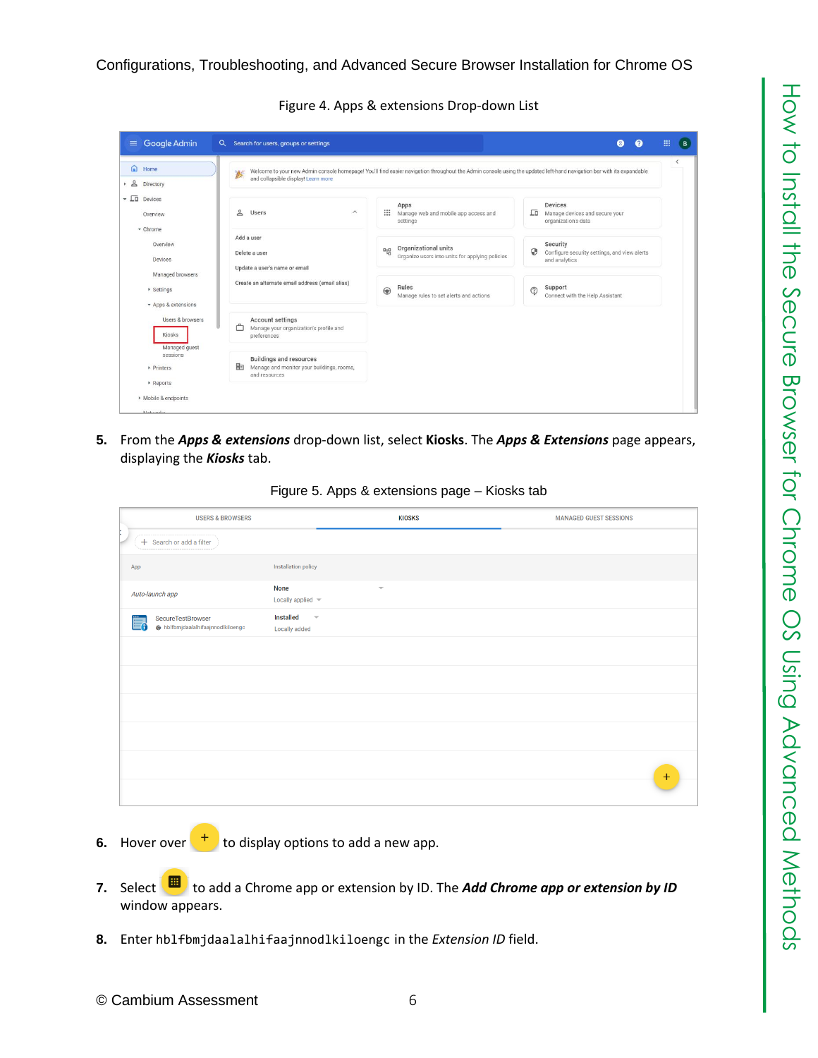Figure 4. Apps & extensions Drop-down List

5. From the ***Apps & extensions*** drop-down list, select **Kiosks**. The ***Apps & Extensions*** page appears, displaying the ***Kiosks*** tab.

Figure 5. Apps & extensions page – Kiosks tab

6. Hover over [+] to display options to add a new app.

7. Select [icon] to add a Chrome app or extension by ID. The ***Add Chrome app or extension by ID*** window appears.

8. Enter `hblfbmjdaalalhifaajnnodlkiloengc` in the *Extension ID* field.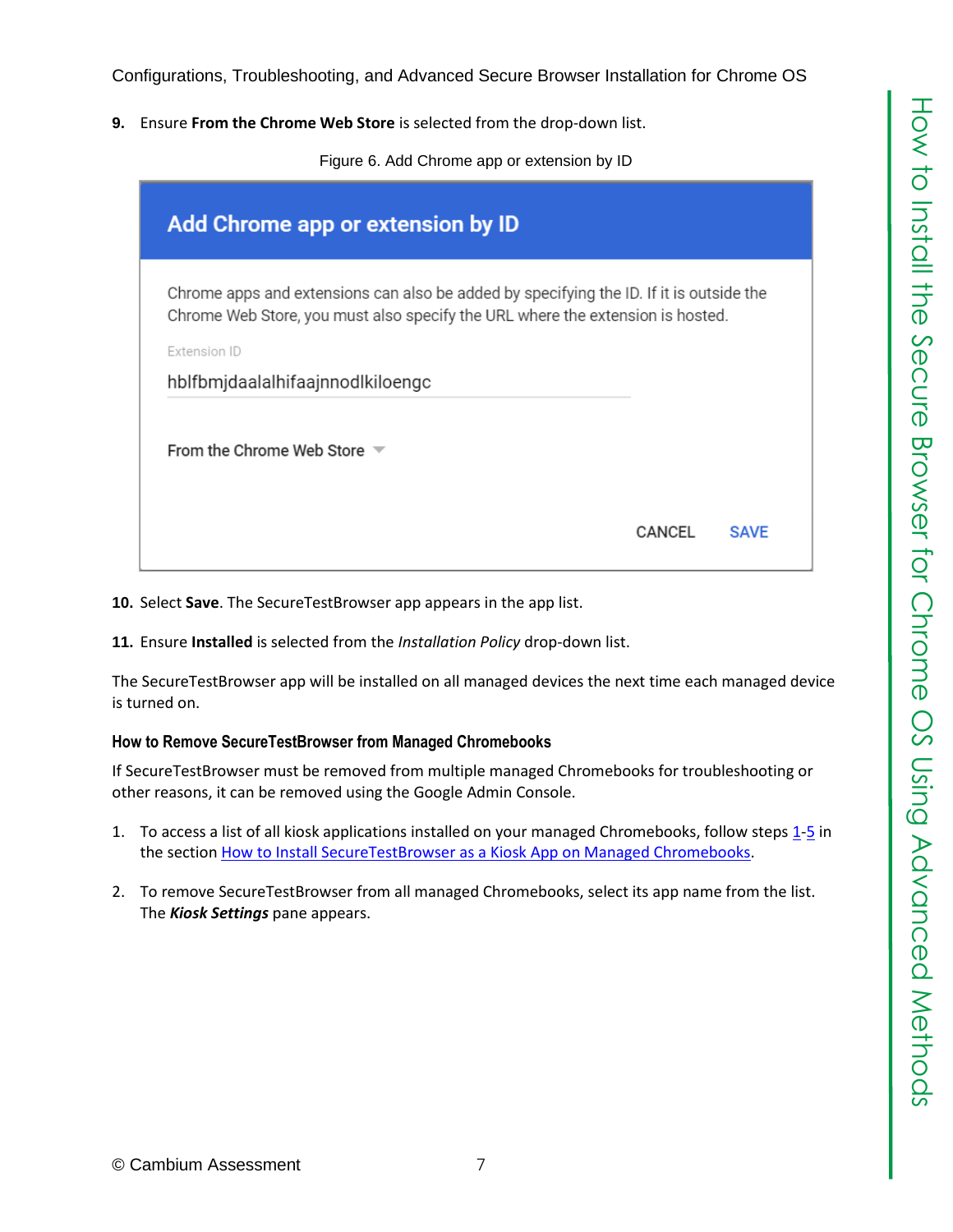9. Ensure **From the Chrome Web Store** is selected from the drop-down list.

Figure 6. Add Chrome app or extension by ID

Add Chrome app or extension by ID

Chrome apps and extensions can also be added by specifying the ID. If it is outside the Chrome Web Store, you must also specify the URL where the extension is hosted.

Extension ID

hblfbmjdaalalhifaajnnodlkiloengc

From the Chrome Web Store

CANCEL SAVE

10. Select **Save**. The SecureTestBrowser app appears in the app list.

11. Ensure **Installed** is selected from the *Installation Policy* drop-down list.

The SecureTestBrowser app will be installed on all managed devices the next time each managed device is turned on.

### How to Remove SecureTestBrowser from Managed Chromebooks

If SecureTestBrowser must be removed from multiple managed Chromebooks for troubleshooting or other reasons, it can be removed using the Google Admin Console.

1. To access a list of all kiosk applications installed on your managed Chromebooks, follow steps 1-5 in the section How to Install SecureTestBrowser as a Kiosk App on Managed Chromebooks.

2. To remove SecureTestBrowser from all managed Chromebooks, select its app name from the list. The ***Kiosk Settings*** pane appears.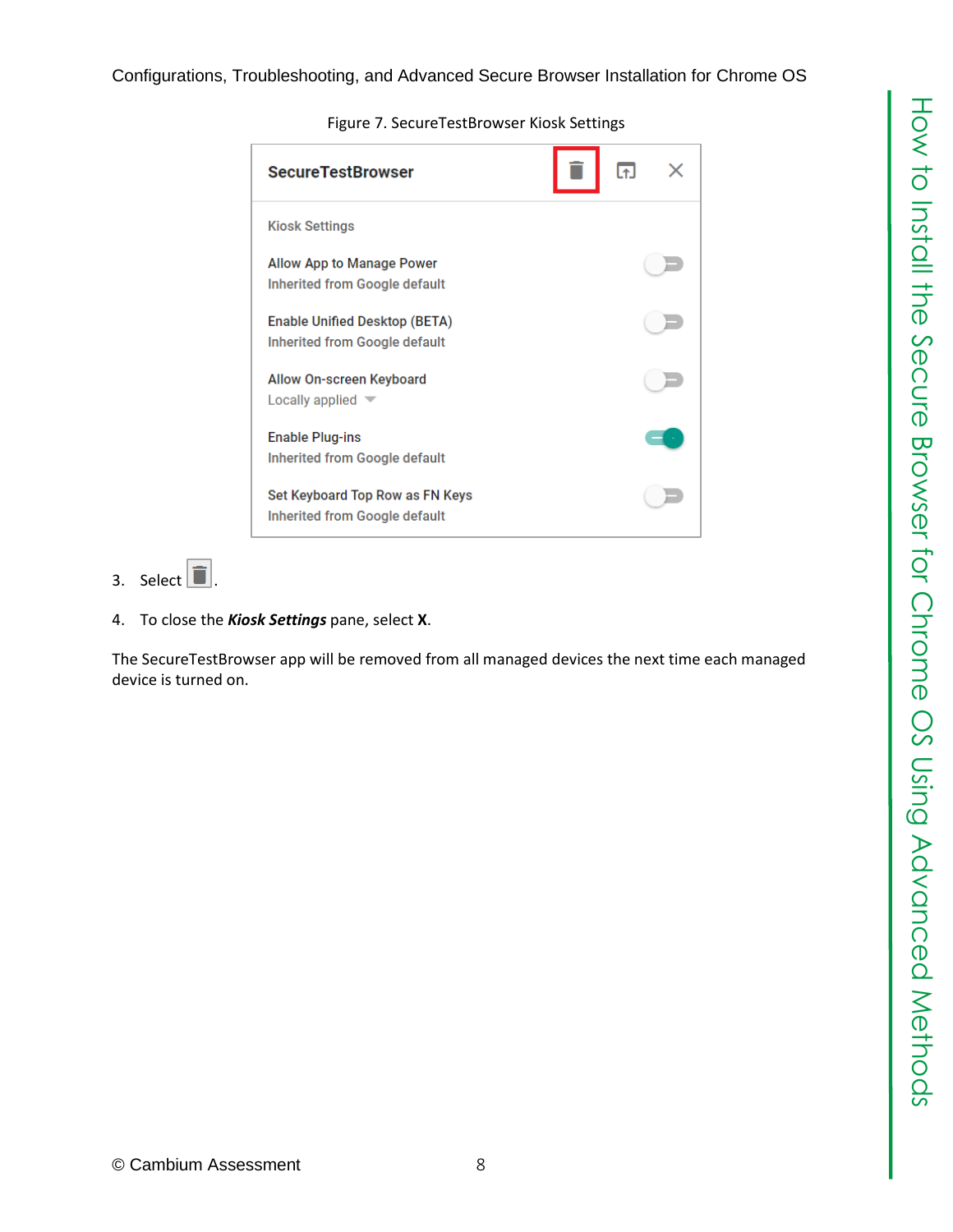Figure 7. SecureTestBrowser Kiosk Settings

3. Select .
4. To close the ***Kiosk Settings*** pane, select **X**.

The SecureTestBrowser app will be removed from all managed devices the next time each managed device is turned on.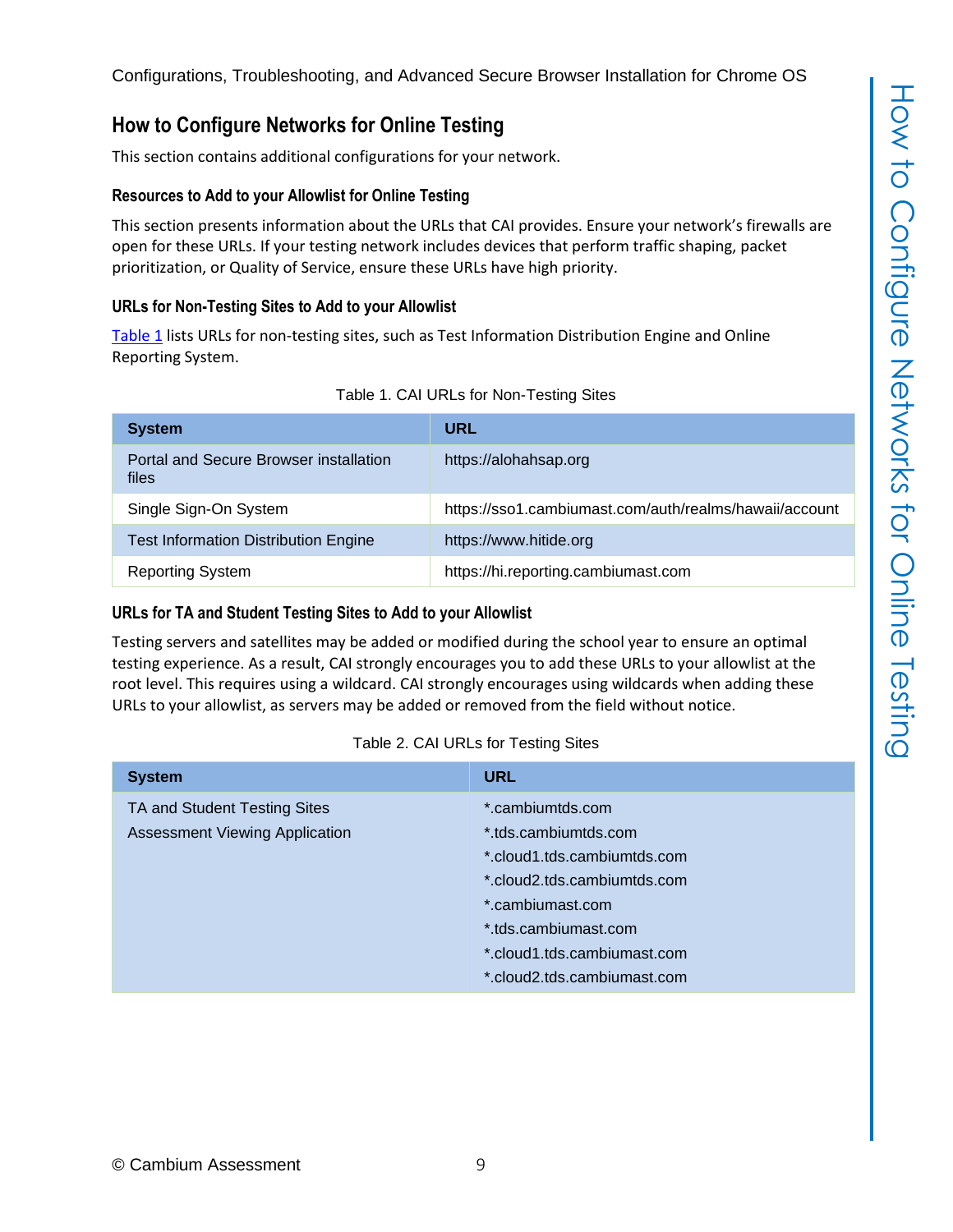## How to Configure Networks for Online Testing

This section contains additional configurations for your network.

### Resources to Add to your Allowlist for Online Testing

This section presents information about the URLs that CAI provides. Ensure your network's firewalls are open for these URLs. If your testing network includes devices that perform traffic shaping, packet prioritization, or Quality of Service, ensure these URLs have high priority.

### URLs for Non-Testing Sites to Add to your Allowlist

Table 1 lists URLs for non-testing sites, such as Test Information Distribution Engine and Online Reporting System.

Table 1. CAI URLs for Non-Testing Sites

| System | URL |
|---|---|
| Portal and Secure Browser installation files | https://alohahsap.org |
| Single Sign-On System | https://sso1.cambiumast.com/auth/realms/hawaii/account |
| Test Information Distribution Engine | https://www.hitide.org |
| Reporting System | https://hi.reporting.cambiumast.com |

### URLs for TA and Student Testing Sites to Add to your Allowlist

Testing servers and satellites may be added or modified during the school year to ensure an optimal testing experience. As a result, CAI strongly encourages you to add these URLs to your allowlist at the root level. This requires using a wildcard. CAI strongly encourages using wildcards when adding these URLs to your allowlist, as servers may be added or removed from the field without notice.

Table 2. CAI URLs for Testing Sites

| System | URL |
|---|---|
| TA and Student Testing Sites<br>Assessment Viewing Application | *.cambiumtds.com<br>*.tds.cambiumtds.com<br>*.cloud1.tds.cambiumtds.com<br>*.cloud2.tds.cambiumtds.com<br>*.cambiumast.com<br>*.tds.cambiumast.com<br>*.cloud1.tds.cambiumast.com<br>*.cloud2.tds.cambiumast.com |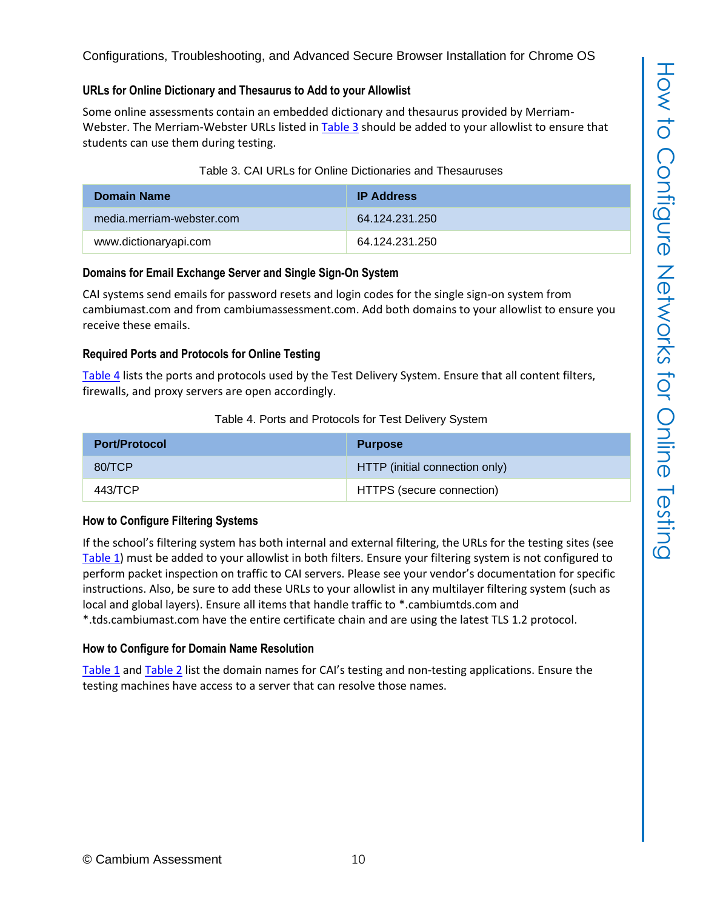### URLs for Online Dictionary and Thesaurus to Add to your Allowlist

Some online assessments contain an embedded dictionary and thesaurus provided by Merriam-Webster. The Merriam-Webster URLs listed in Table 3 should be added to your allowlist to ensure that students can use them during testing.

Table 3. CAI URLs for Online Dictionaries and Thesauruses

| Domain Name | IP Address |
| --- | --- |
| media.merriam-webster.com | 64.124.231.250 |
| www.dictionaryapi.com | 64.124.231.250 |

### Domains for Email Exchange Server and Single Sign-On System

CAI systems send emails for password resets and login codes for the single sign-on system from cambiumast.com and from cambiumassessment.com. Add both domains to your allowlist to ensure you receive these emails.

### Required Ports and Protocols for Online Testing

Table 4 lists the ports and protocols used by the Test Delivery System. Ensure that all content filters, firewalls, and proxy servers are open accordingly.

Table 4. Ports and Protocols for Test Delivery System

| Port/Protocol | Purpose |
| --- | --- |
| 80/TCP | HTTP (initial connection only) |
| 443/TCP | HTTPS (secure connection) |

### How to Configure Filtering Systems

If the school's filtering system has both internal and external filtering, the URLs for the testing sites (see Table 1) must be added to your allowlist in both filters. Ensure your filtering system is not configured to perform packet inspection on traffic to CAI servers. Please see your vendor's documentation for specific instructions. Also, be sure to add these URLs to your allowlist in any multilayer filtering system (such as local and global layers). Ensure all items that handle traffic to *.cambiumtds.com and *.tds.cambiumast.com have the entire certificate chain and are using the latest TLS 1.2 protocol.

### How to Configure for Domain Name Resolution

Table 1 and Table 2 list the domain names for CAI's testing and non-testing applications. Ensure the testing machines have access to a server that can resolve those names.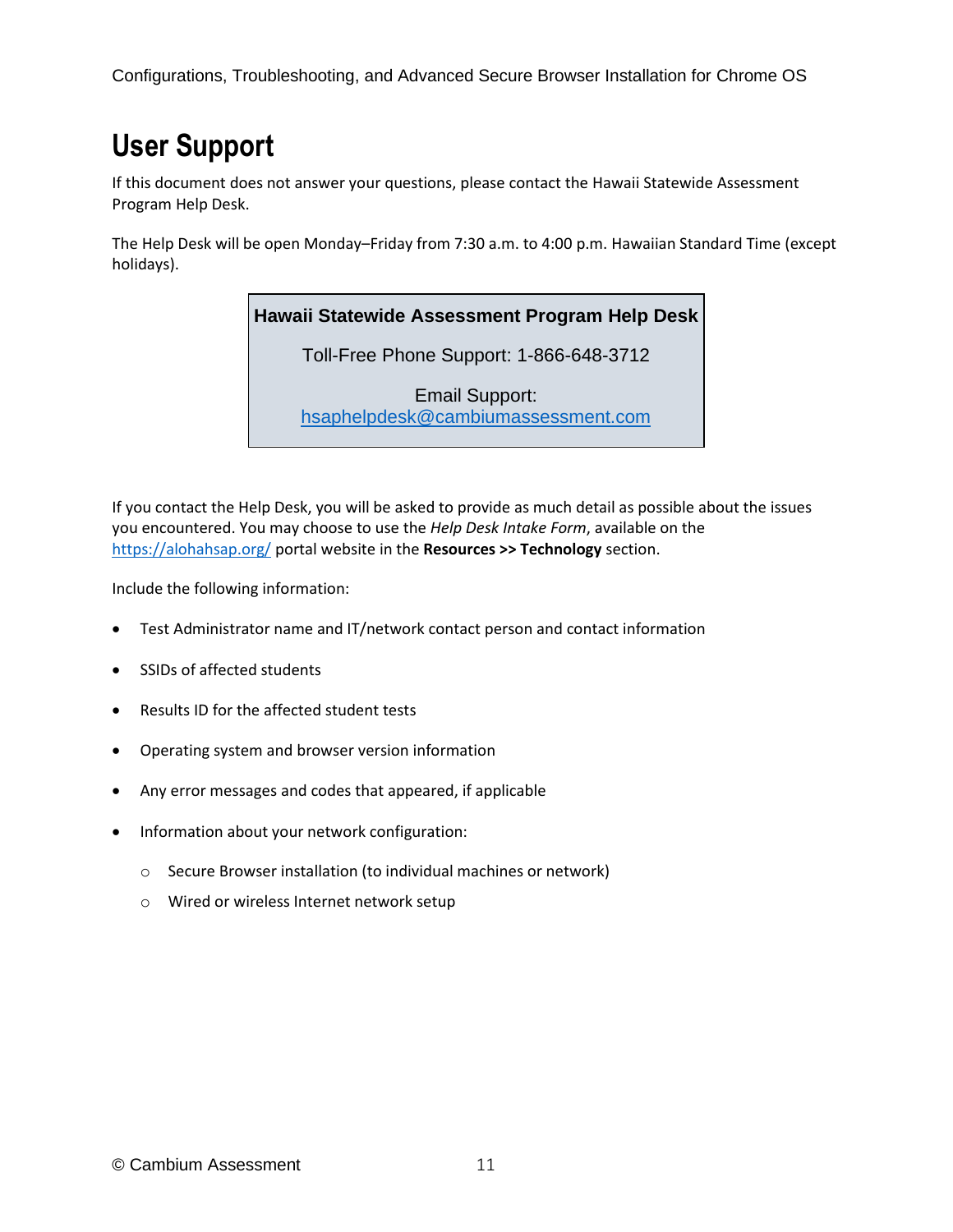# User Support

If this document does not answer your questions, please contact the Hawaii Statewide Assessment Program Help Desk.

The Help Desk will be open Monday–Friday from 7:30 a.m. to 4:00 p.m. Hawaiian Standard Time (except holidays).

| Hawaii Statewide Assessment Program Help Desk |
| --- |
| Toll-Free Phone Support: 1-866-648-3712 |
| Email Support: [hsaphelpdesk@cambiumassessment.com](mailto:hsaphelpdesk@cambiumassessment.com) |

If you contact the Help Desk, you will be asked to provide as much detail as possible about the issues you encountered. You may choose to use the *Help Desk Intake Form*, available on the [https://alohahsap.org/](https://alohahsap.org/) portal website in the **Resources >> Technology** section.

Include the following information:

- Test Administrator name and IT/network contact person and contact information
- SSIDs of affected students
- Results ID for the affected student tests
- Operating system and browser version information
- Any error messages and codes that appeared, if applicable
- Information about your network configuration:
  - Secure Browser installation (to individual machines or network)
  - Wired or wireless Internet network setup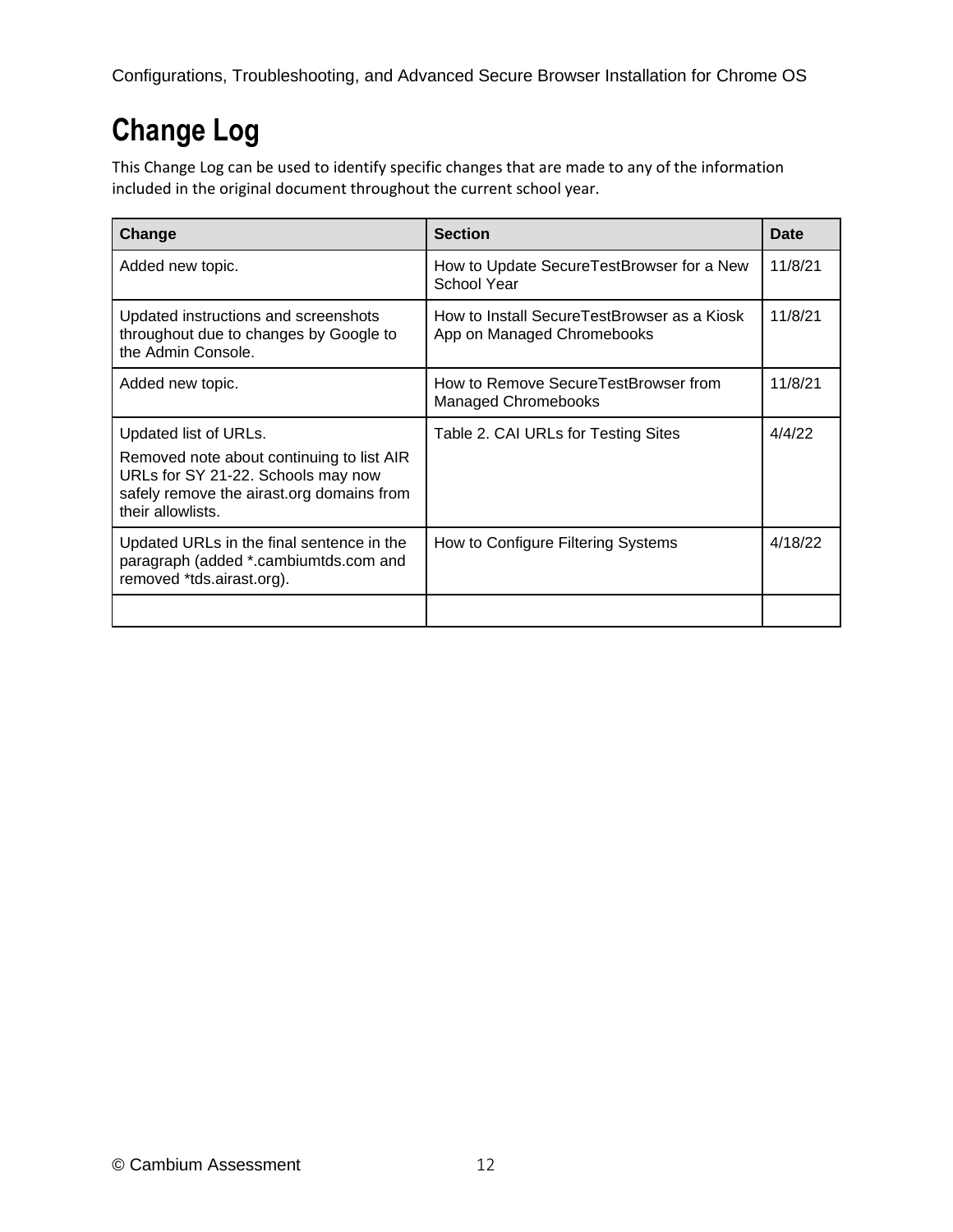# Change Log

This Change Log can be used to identify specific changes that are made to any of the information included in the original document throughout the current school year.

| Change | Section | Date |
|---|---|---|
| Added new topic. | How to Update SecureTestBrowser for a New School Year | 11/8/21 |
| Updated instructions and screenshots throughout due to changes by Google to the Admin Console. | How to Install SecureTestBrowser as a Kiosk App on Managed Chromebooks | 11/8/21 |
| Added new topic. | How to Remove SecureTestBrowser from Managed Chromebooks | 11/8/21 |
| Updated list of URLs.<br>Removed note about continuing to list AIR URLs for SY 21-22. Schools may now safely remove the airast.org domains from their allowlists. | Table 2. CAI URLs for Testing Sites | 4/4/22 |
| Updated URLs in the final sentence in the paragraph (added *.cambiumtds.com and removed *tds.airast.org). | How to Configure Filtering Systems | 4/18/22 |
| | | |